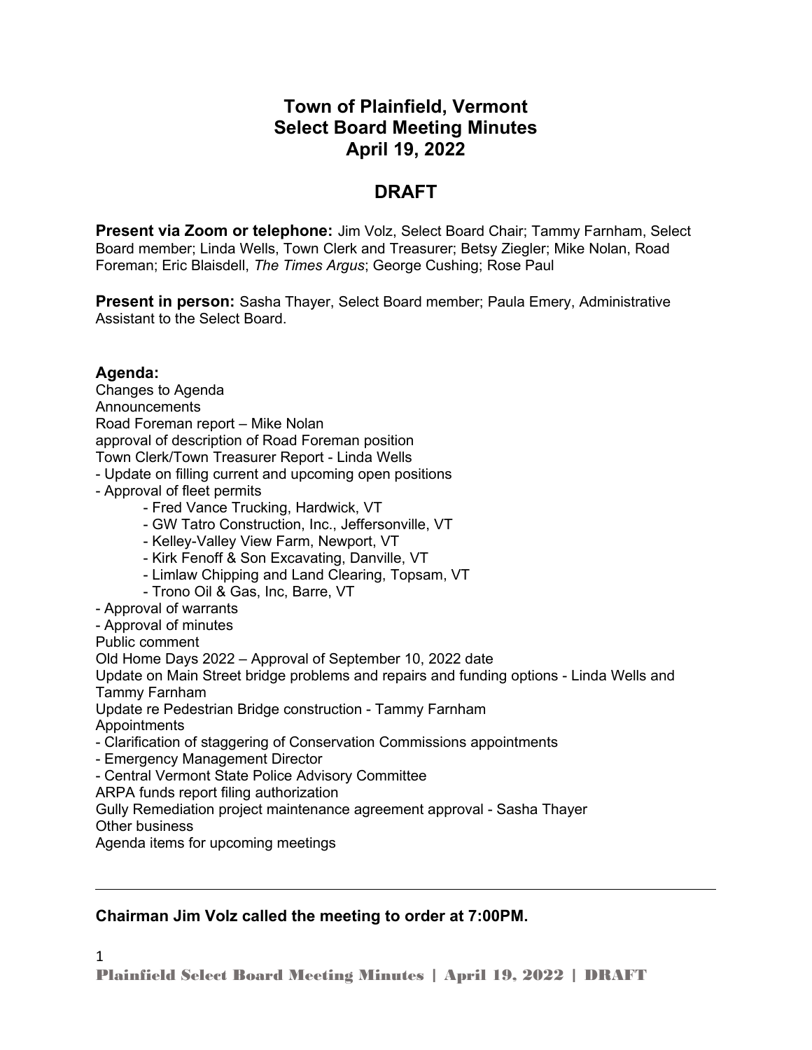# Town of Plainfield, Vermont
# Select Board Meeting Minutes
# April 19, 2022

## DRAFT

**Present via Zoom or telephone:** Jim Volz, Select Board Chair; Tammy Farnham, Select Board member; Linda Wells, Town Clerk and Treasurer; Betsy Ziegler; Mike Nolan, Road Foreman; Eric Blaisdell, *The Times Argus*; George Cushing; Rose Paul

**Present in person:** Sasha Thayer, Select Board member; Paula Emery, Administrative Assistant to the Select Board.

### Agenda:

Changes to Agenda
Announcements
Road Foreman report – Mike Nolan
approval of description of Road Foreman position
Town Clerk/Town Treasurer Report - Linda Wells
- Update on filling current and upcoming open positions
- Approval of fleet permits
    - Fred Vance Trucking, Hardwick, VT
    - GW Tatro Construction, Inc., Jeffersonville, VT
    - Kelley-Valley View Farm, Newport, VT
    - Kirk Fenoff & Son Excavating, Danville, VT
    - Limlaw Chipping and Land Clearing, Topsam, VT
    - Trono Oil & Gas, Inc, Barre, VT
- Approval of warrants
- Approval of minutes

Public comment
Old Home Days 2022 – Approval of September 10, 2022 date
Update on Main Street bridge problems and repairs and funding options - Linda Wells and Tammy Farnham
Update re Pedestrian Bridge construction - Tammy Farnham
Appointments
- Clarification of staggering of Conservation Commissions appointments
- Emergency Management Director
- Central Vermont State Police Advisory Committee

ARPA funds report filing authorization
Gully Remediation project maintenance agreement approval - Sasha Thayer
Other business
Agenda items for upcoming meetings

---

**Chairman Jim Volz called the meeting to order at 7:00PM.**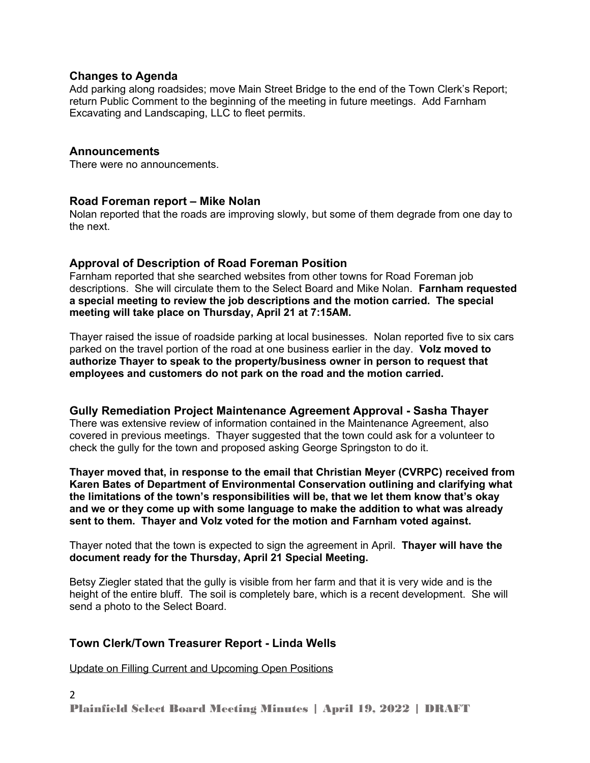## Changes to Agenda

Add parking along roadsides; move Main Street Bridge to the end of the Town Clerk's Report; return Public Comment to the beginning of the meeting in future meetings. Add Farnham Excavating and Landscaping, LLC to fleet permits.

## Announcements

There were no announcements.

## Road Foreman report – Mike Nolan

Nolan reported that the roads are improving slowly, but some of them degrade from one day to the next.

## Approval of Description of Road Foreman Position

Farnham reported that she searched websites from other towns for Road Foreman job descriptions. She will circulate them to the Select Board and Mike Nolan. **Farnham requested a special meeting to review the job descriptions and the motion carried. The special meeting will take place on Thursday, April 21 at 7:15AM.**

Thayer raised the issue of roadside parking at local businesses. Nolan reported five to six cars parked on the travel portion of the road at one business earlier in the day. **Volz moved to authorize Thayer to speak to the property/business owner in person to request that employees and customers do not park on the road and the motion carried.**

## Gully Remediation Project Maintenance Agreement Approval - Sasha Thayer

There was extensive review of information contained in the Maintenance Agreement, also covered in previous meetings. Thayer suggested that the town could ask for a volunteer to check the gully for the town and proposed asking George Springston to do it.

**Thayer moved that, in response to the email that Christian Meyer (CVRPC) received from Karen Bates of Department of Environmental Conservation outlining and clarifying what the limitations of the town's responsibilities will be, that we let them know that's okay and we or they come up with some language to make the addition to what was already sent to them. Thayer and Volz voted for the motion and Farnham voted against.**

Thayer noted that the town is expected to sign the agreement in April. **Thayer will have the document ready for the Thursday, April 21 Special Meeting.**

Betsy Ziegler stated that the gully is visible from her farm and that it is very wide and is the height of the entire bluff. The soil is completely bare, which is a recent development. She will send a photo to the Select Board.

## Town Clerk/Town Treasurer Report - Linda Wells

Update on Filling Current and Upcoming Open Positions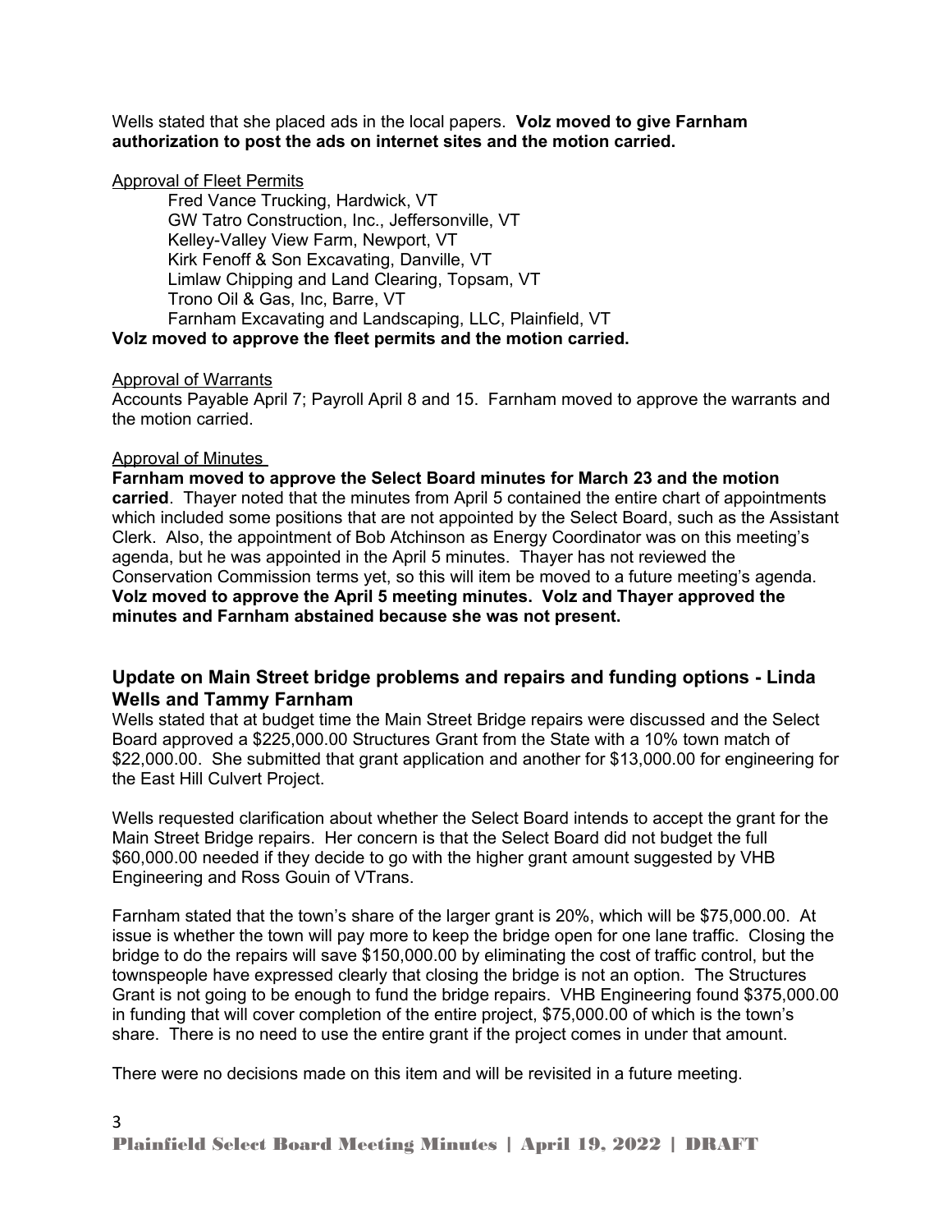Wells stated that she placed ads in the local papers. **Volz moved to give Farnham authorization to post the ads on internet sites and the motion carried.**

Approval of Fleet Permits

- Fred Vance Trucking, Hardwick, VT
- GW Tatro Construction, Inc., Jeffersonville, VT
- Kelley-Valley View Farm, Newport, VT
- Kirk Fenoff & Son Excavating, Danville, VT
- Limlaw Chipping and Land Clearing, Topsam, VT
- Trono Oil & Gas, Inc, Barre, VT
- Farnham Excavating and Landscaping, LLC, Plainfield, VT

**Volz moved to approve the fleet permits and the motion carried.**

Approval of Warrants

Accounts Payable April 7; Payroll April 8 and 15. Farnham moved to approve the warrants and the motion carried.

Approval of Minutes

**Farnham moved to approve the Select Board minutes for March 23 and the motion carried**. Thayer noted that the minutes from April 5 contained the entire chart of appointments which included some positions that are not appointed by the Select Board, such as the Assistant Clerk. Also, the appointment of Bob Atchinson as Energy Coordinator was on this meeting's agenda, but he was appointed in the April 5 minutes. Thayer has not reviewed the Conservation Commission terms yet, so this will item be moved to a future meeting's agenda. **Volz moved to approve the April 5 meeting minutes. Volz and Thayer approved the minutes and Farnham abstained because she was not present.**

## Update on Main Street bridge problems and repairs and funding options - Linda Wells and Tammy Farnham

Wells stated that at budget time the Main Street Bridge repairs were discussed and the Select Board approved a $225,000.00 Structures Grant from the State with a 10% town match of $22,000.00. She submitted that grant application and another for $13,000.00 for engineering for the East Hill Culvert Project.

Wells requested clarification about whether the Select Board intends to accept the grant for the Main Street Bridge repairs. Her concern is that the Select Board did not budget the full $60,000.00 needed if they decide to go with the higher grant amount suggested by VHB Engineering and Ross Gouin of VTrans.

Farnham stated that the town's share of the larger grant is 20%, which will be $75,000.00. At issue is whether the town will pay more to keep the bridge open for one lane traffic. Closing the bridge to do the repairs will save $150,000.00 by eliminating the cost of traffic control, but the townspeople have expressed clearly that closing the bridge is not an option. The Structures Grant is not going to be enough to fund the bridge repairs. VHB Engineering found $375,000.00 in funding that will cover completion of the entire project, $75,000.00 of which is the town's share. There is no need to use the entire grant if the project comes in under that amount.

There were no decisions made on this item and will be revisited in a future meeting.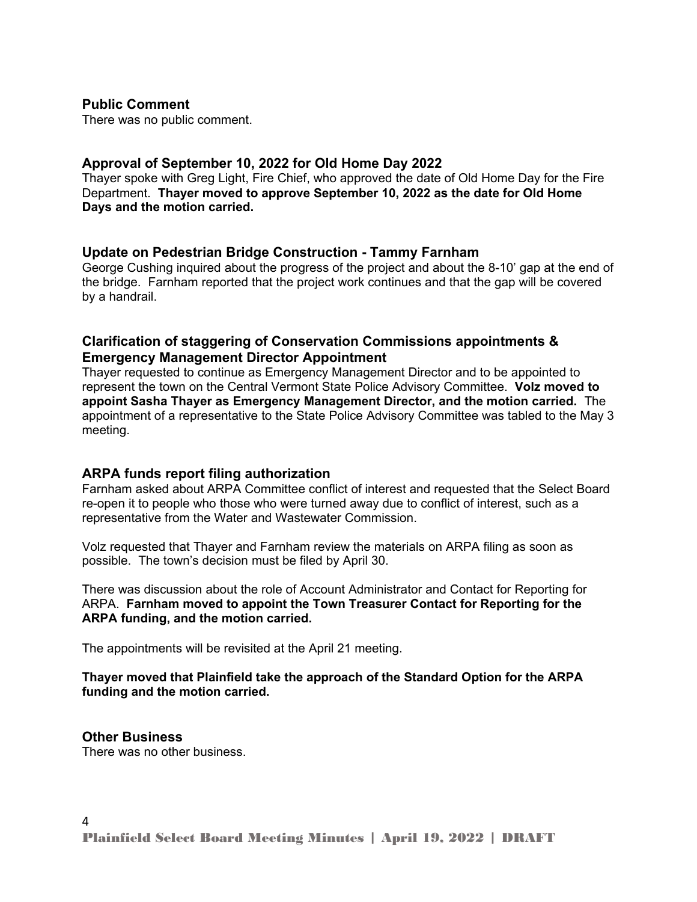## Public Comment

There was no public comment.

## Approval of September 10, 2022 for Old Home Day 2022

Thayer spoke with Greg Light, Fire Chief, who approved the date of Old Home Day for the Fire Department. **Thayer moved to approve September 10, 2022 as the date for Old Home Days and the motion carried.**

## Update on Pedestrian Bridge Construction - Tammy Farnham

George Cushing inquired about the progress of the project and about the 8-10' gap at the end of the bridge. Farnham reported that the project work continues and that the gap will be covered by a handrail.

## Clarification of staggering of Conservation Commissions appointments & Emergency Management Director Appointment

Thayer requested to continue as Emergency Management Director and to be appointed to represent the town on the Central Vermont State Police Advisory Committee. **Volz moved to appoint Sasha Thayer as Emergency Management Director, and the motion carried.** The appointment of a representative to the State Police Advisory Committee was tabled to the May 3 meeting.

## ARPA funds report filing authorization

Farnham asked about ARPA Committee conflict of interest and requested that the Select Board re-open it to people who those who were turned away due to conflict of interest, such as a representative from the Water and Wastewater Commission.

Volz requested that Thayer and Farnham review the materials on ARPA filing as soon as possible. The town's decision must be filed by April 30.

There was discussion about the role of Account Administrator and Contact for Reporting for ARPA. **Farnham moved to appoint the Town Treasurer Contact for Reporting for the ARPA funding, and the motion carried.**

The appointments will be revisited at the April 21 meeting.

**Thayer moved that Plainfield take the approach of the Standard Option for the ARPA funding and the motion carried.**

## Other Business

There was no other business.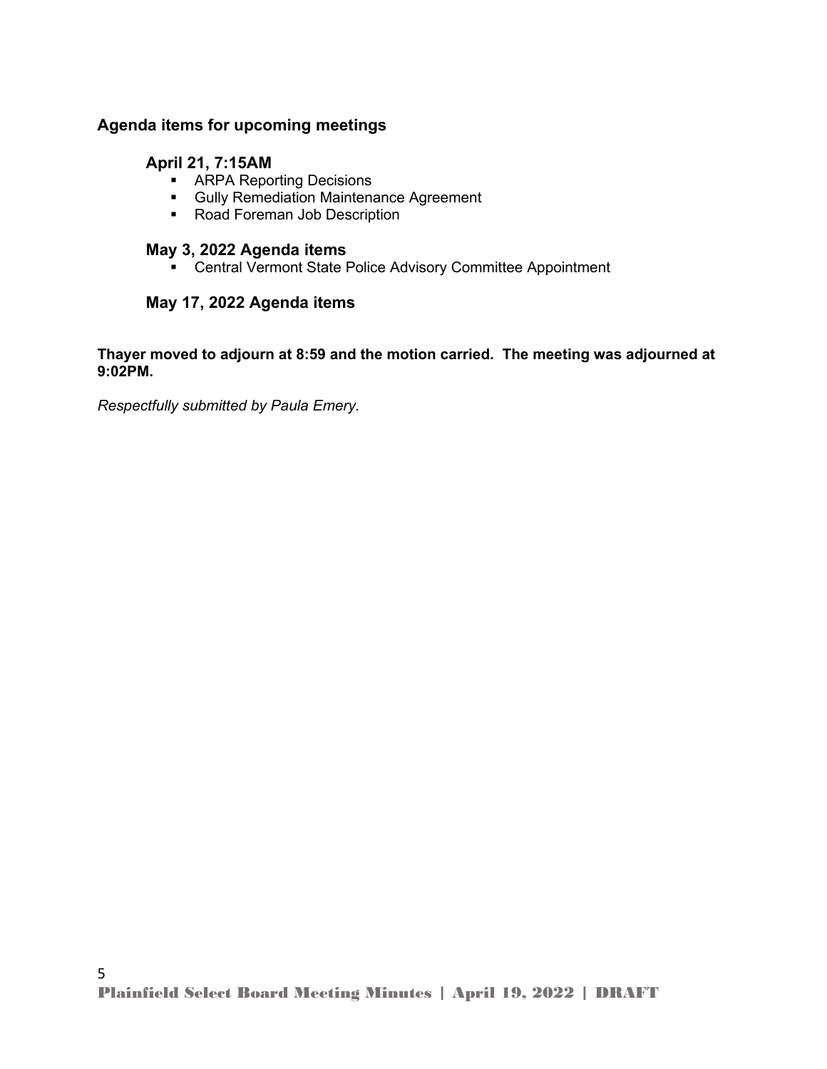## Agenda items for upcoming meetings

### April 21, 7:15AM

- ARPA Reporting Decisions
- Gully Remediation Maintenance Agreement
- Road Foreman Job Description

### May 3, 2022 Agenda items

- Central Vermont State Police Advisory Committee Appointment

### May 17, 2022 Agenda items

**Thayer moved to adjourn at 8:59 and the motion carried. The meeting was adjourned at 9:02PM.**

*Respectfully submitted by Paula Emery.*